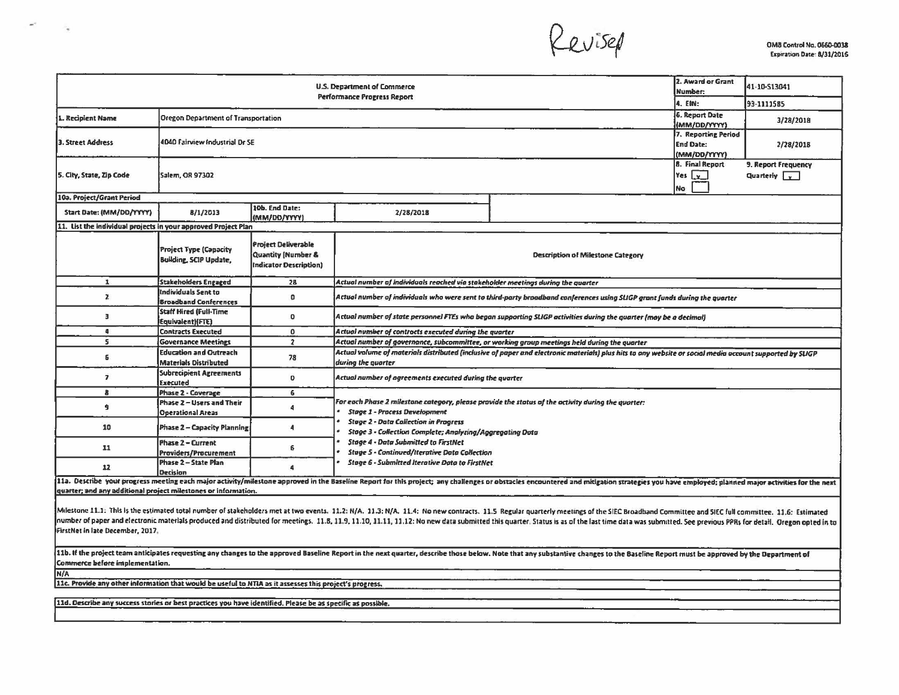Revised

OMB Control No. 0660-0038
Expiration Date: 8/31/2016

| U.S. Department of Commerce Performance Progress Report | | | | 2. Award or Grant Number: | 41-10-S13041 |
|---|---|---|---|---|---|
| | | | | 4. EIN: | 93-1111585 |
| 1. Recipient Name | Oregon Department of Transportation | | | 6. Report Date (MM/DD/YYYY) | 3/28/2018 |
| 3. Street Address | 4040 Fairview Industrial Dr SE | | | 7. Reporting Period End Date: (MM/DD/YYYY) | 2/28/2018 |
| 5. City, State, Zip Code | Salem, OR 97302 | | | 8. Final Report Yes [x] No [ ] | 9. Report Frequency Quarterly [x] |
| 10a. Project/Grant Period | | | | | |
| Start Date: (MM/DD/YYYY) | 8/1/2013 | 10b. End Date: (MM/DD/YYYY) | 2/28/2018 | | |

**11. List the individual projects in your approved Project Plan**

| | Project Type (Capacity Building, SCIP Update, | Project Deliverable Quantity (Number & Indicator Description) | Description of Milestone Category |
|---|---|---|---|
| 1 | Stakeholders Engaged | 28 | *Actual number of individuals reached via stakeholder meetings during the quarter* |
| 2 | Individuals Sent to Broadband Conferences | 0 | *Actual number of individuals who were sent to third-party broadband conferences using SLIGP grant funds during the quarter* |
| 3 | Staff Hired (Full-Time Equivalent)(FTE) | 0 | *Actual number of state personnel FTEs who began supporting SLIGP activities during the quarter (may be a decimal)* |
| 4 | Contracts Executed | 0 | *Actual number of contracts executed during the quarter* |
| 5 | Governance Meetings | 2 | *Actual number of governance, subcommittee, or working group meetings held during the quarter* |
| 6 | Education and Outreach Materials Distributed | 78 | *Actual volume of materials distributed (inclusive of paper and electronic materials) plus hits to any website or social media account supported by SLIGP during the quarter* |
| 7 | Subrecipient Agreements Executed | 0 | *Actual number of agreements executed during the quarter* |
| 8 | Phase 2 - Coverage | 6 | *For each Phase 2 milestone category, please provide the status of the activity during the quarter:*<br>• *Stage 1 - Process Development*<br>• *Stage 2 - Data Collection in Progress*<br>• *Stage 3 - Collection Complete; Analyzing/Aggregating Data*<br>• *Stage 4 - Data Submitted to FirstNet*<br>• *Stage 5 - Continued/Iterative Data Collection*<br>• *Stage 6 - Submitted Iterative Data to FirstNet* |
| 9 | Phase 2 – Users and Their Operational Areas | 4 | |
| 10 | Phase 2 – Capacity Planning | 4 | |
| 11 | Phase 2 – Current Providers/Procurement | 6 | |
| 12 | Phase 2 – State Plan Decision | 4 | |

**11a. Describe your progress meeting each major activity/milestone approved in the Baseline Report for this project; any challenges or obstacles encountered and mitigation strategies you have employed; planned major activities for the next quarter; and any additional project milestones or information.**

Milestone 11.1: This is the estimated total number of stakeholders met at two events. 11.2: N/A. 11.3: N/A. 11.4: No new contracts. 11.5 Regular quarterly meetings of the SIEC Broadband Committee and SIEC full committee. 11.6: Estimated number of paper and electronic materials produced and distributed for meetings. 11.8, 11.9, 11.10, 11.11, 11.12: No new data submitted this quarter. Status is as of the last time data was submitted. See previous PPRs for detail. Oregon opted in to FirstNet in late December, 2017.

**11b. If the project team anticipates requesting any changes to the approved Baseline Report in the next quarter, describe those below. Note that any substantive changes to the Baseline Report must be approved by the Department of Commerce before implementation.**

N/A

**11c. Provide any other information that would be useful to NTIA as it assesses this project's progress.**

**11d. Describe any success stories or best practices you have identified. Please be as specific as possible.**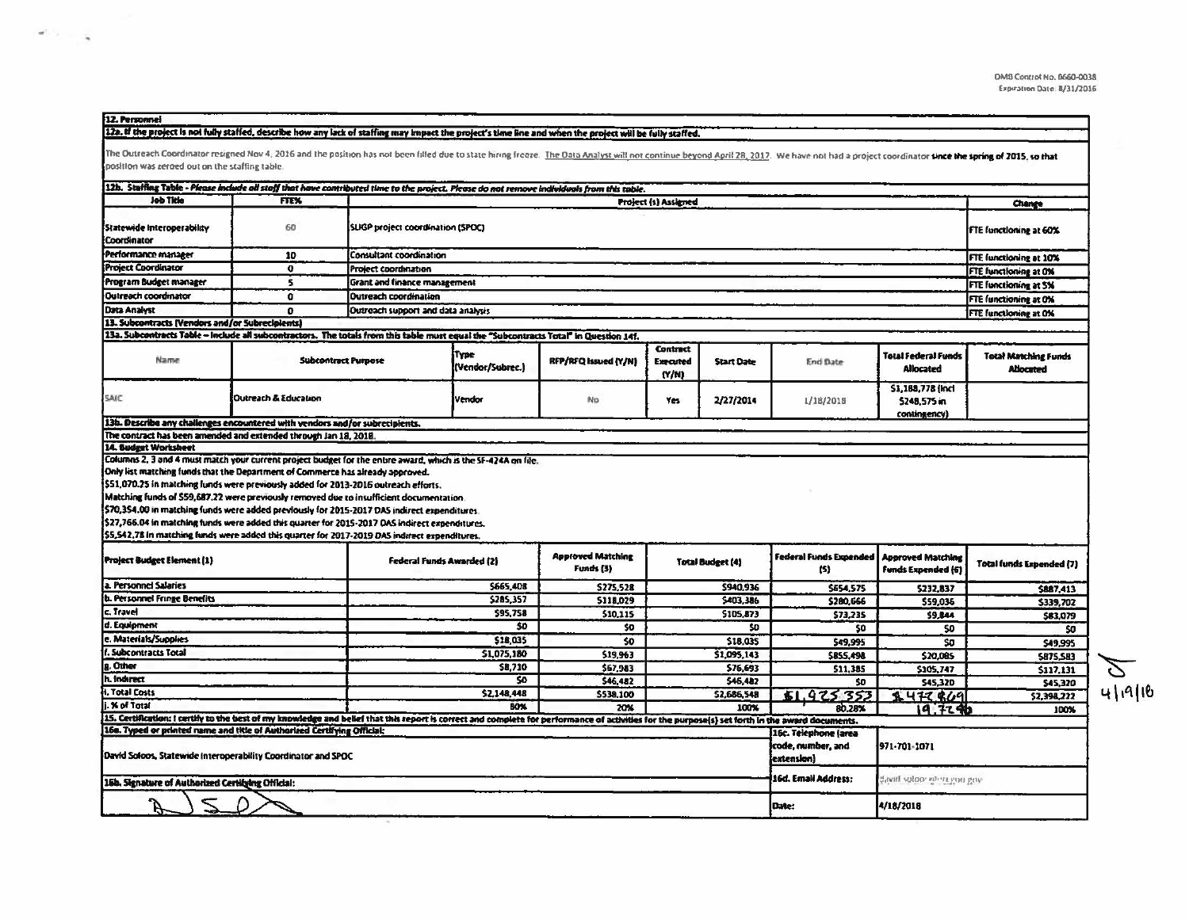OMB Control No. 0660-0038
Expiration Date: 8/31/2016

**12. Personnel**

**12a. If the project is not fully staffed, describe how any lack of staffing may impact the project's time line and when the project will be fully staffed.**

The Outreach Coordinator resigned Nov 4, 2016 and the position has not been filled due to state hiring freeze. The Data Analyst will not continue beyond April 28, 2017. We have not had a project coordinator since the spring of 2015, so that position was zeroed out on the staffing table.

**12b. Staffing Table** - *Please include all staff that have contributed time to the project. Please do not remove individuals from this table.*

| Job Title | FTE% | Project (s) Assigned | Change |
|---|---|---|---|
| Statewide Interoperability Coordinator | 60 | SLIGP project coordination (SPOC) | FTE functioning at 60% |
| Performance manager | 10 | Consultant coordination | FTE functioning at 10% |
| Project Coordinator | 0 | Project coordination | FTE functioning at 0% |
| Program Budget manager | 5 | Grant and finance management | FTE functioning at 5% |
| Outreach coordinator | 0 | Outreach coordination | FTE functioning at 0% |
| Data Analyst | 0 | Outreach support and data analysis | FTE functioning at 0% |

**13. Subcontracts (Vendors and/or Subrecipients)**

**13a. Subcontracts Table – Include all subcontractors. The totals from this table must equal the "Subcontracts Total" in Question 14f.**

| Name | Subcontract Purpose | Type (Vendor/Subrec.) | RFP/RFQ Issued (Y/N) | Contract Executed (Y/N) | Start Date | End Date | Total Federal Funds Allocated | Total Matching Funds Allocated |
|---|---|---|---|---|---|---|---|---|
| SAIC | Outreach & Education | Vendor | No | Yes | 2/27/2014 | 1/18/2018 | $1,188,778 (incl $248,575 in contingency) | |

**13b. Describe any challenges encountered with vendors and/or subrecipients.**

The contract has been amended and extended through Jan 18, 2018.

**14. Budget Worksheet**

Columns 2, 3 and 4 must match your current project budget for the entire award, which is the SF-424A on file.
Only list matching funds that the Department of Commerce has already approved.
$51,070.25 in matching funds were previously added for 2013-2016 outreach efforts.
Matching funds of $59,687.22 were previously removed due to insufficient documentation.
$70,354.00 in matching funds were added previously for 2015-2017 DAS indirect expenditures.
$27,766.04 in matching funds were added this quarter for 2015-2017 DAS indirect expenditures.
$5,542.78 in matching funds were added this quarter for 2017-2019 DAS indirect expenditures.

| Project Budget Element (1) | Federal Funds Awarded (2) | Approved Matching Funds (3) | Total Budget (4) | Federal Funds Expended (5) | Approved Matching Funds Expended (6) | Total funds Expended (7) |
|---|---|---|---|---|---|---|
| a. Personnel Salaries | $665,408 | $275,528 | $940,936 | $654,575 | $232,837 | $887,413 |
| b. Personnel Fringe Benefits | $285,357 | $118,029 | $403,386 | $280,666 | $59,036 | $339,702 |
| c. Travel | $95,758 | $10,115 | $105,873 | $73,235 | $9,844 | $83,079 |
| d. Equipment | $0 | $0 | $0 | $0 | $0 | $0 |
| e. Materials/Supplies | $18,035 | $0 | $18,035 | $49,995 | $0 | $49,995 |
| f. Subcontracts Total | $1,075,180 | $19,963 | $1,095,143 | $855,498 | $20,085 | $875,583 |
| g. Other | $8,710 | $67,983 | $76,693 | $11,385 | $105,747 | $117,131 |
| h. Indirect | $0 | $46,482 | $46,482 | $0 | $45,320 | $45,320 |
| i. Total Costs | $2,148,448 | $538,100 | $2,686,548 | $1,925,353 | $472,869 | $2,398,222 |
| j. % of Total | 80% | 20% | 100% | 80.28% | 19.72% | 100% |

4/19/18

**15. Certification:** I certify to the best of my knowledge and belief that this report is correct and complete for performance of activities for the purpose(s) set forth in the award documents.

| | | | |
|---|---|---|---|
| **16a. Typed or printed name and title of Authorized Certifying Official:** David Soloos, Statewide Interoperability Coordinator and SPOC | | **16c. Telephone (area code, number, and extension)** | 971-701-1071 |
| **16b. Signature of Authorized Certifying Official:** | | **16d. Email Address:** | david.soloos@state.or.us.gov |
| | | **Date:** | 4/18/2018 |